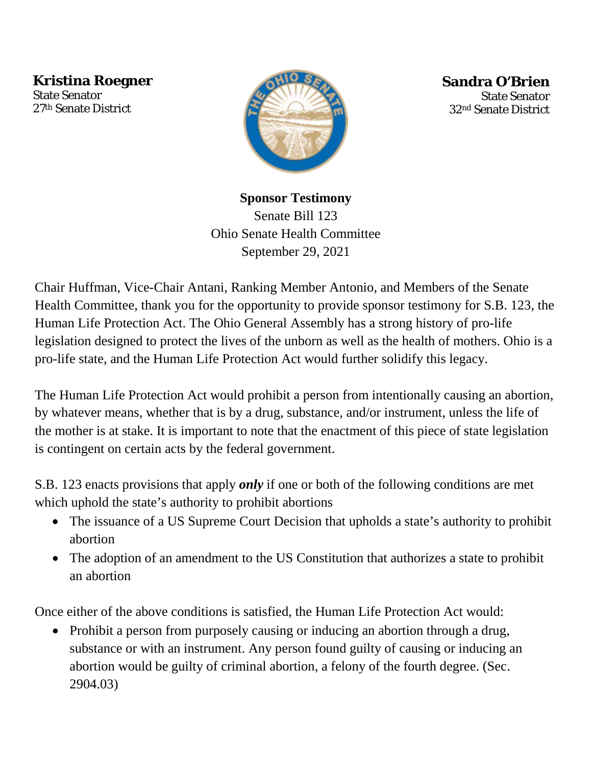**Kristina Roegner**
State Senator
27th Senate District

**Sandra O'Brien**
State Senator
32nd Senate District

**Sponsor Testimony**
Senate Bill 123
Ohio Senate Health Committee
September 29, 2021

Chair Huffman, Vice-Chair Antani, Ranking Member Antonio, and Members of the Senate Health Committee, thank you for the opportunity to provide sponsor testimony for S.B. 123, the Human Life Protection Act. The Ohio General Assembly has a strong history of pro-life legislation designed to protect the lives of the unborn as well as the health of mothers. Ohio is a pro-life state, and the Human Life Protection Act would further solidify this legacy.

The Human Life Protection Act would prohibit a person from intentionally causing an abortion, by whatever means, whether that is by a drug, substance, and/or instrument, unless the life of the mother is at stake. It is important to note that the enactment of this piece of state legislation is contingent on certain acts by the federal government.

S.B. 123 enacts provisions that apply ***only*** if one or both of the following conditions are met which uphold the state's authority to prohibit abortions

- The issuance of a US Supreme Court Decision that upholds a state's authority to prohibit abortion
- The adoption of an amendment to the US Constitution that authorizes a state to prohibit an abortion

Once either of the above conditions is satisfied, the Human Life Protection Act would:

- Prohibit a person from purposely causing or inducing an abortion through a drug, substance or with an instrument. Any person found guilty of causing or inducing an abortion would be guilty of criminal abortion, a felony of the fourth degree. (Sec. 2904.03)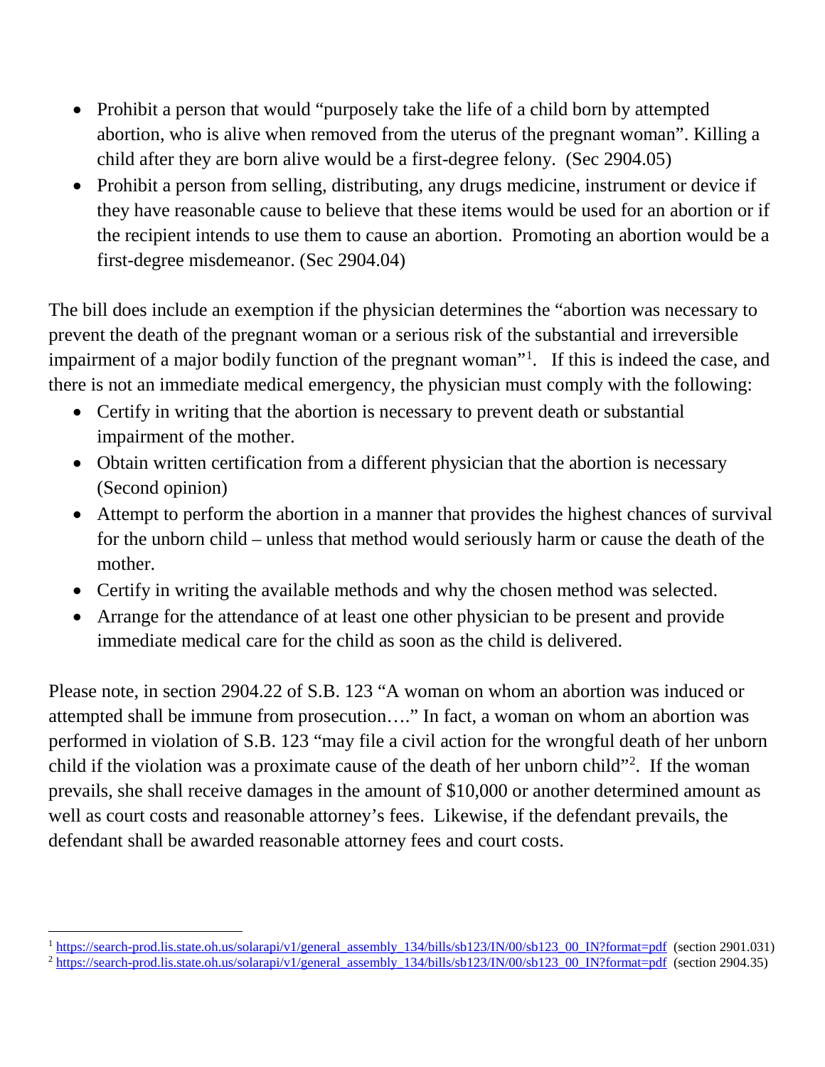- Prohibit a person that would "purposely take the life of a child born by attempted abortion, who is alive when removed from the uterus of the pregnant woman". Killing a child after they are born alive would be a first-degree felony. (Sec 2904.05)
- Prohibit a person from selling, distributing, any drugs medicine, instrument or device if they have reasonable cause to believe that these items would be used for an abortion or if the recipient intends to use them to cause an abortion. Promoting an abortion would be a first-degree misdemeanor. (Sec 2904.04)

The bill does include an exemption if the physician determines the "abortion was necessary to prevent the death of the pregnant woman or a serious risk of the substantial and irreversible impairment of a major bodily function of the pregnant woman"[1]. If this is indeed the case, and there is not an immediate medical emergency, the physician must comply with the following:

- Certify in writing that the abortion is necessary to prevent death or substantial impairment of the mother.
- Obtain written certification from a different physician that the abortion is necessary (Second opinion)
- Attempt to perform the abortion in a manner that provides the highest chances of survival for the unborn child – unless that method would seriously harm or cause the death of the mother.
- Certify in writing the available methods and why the chosen method was selected.
- Arrange for the attendance of at least one other physician to be present and provide immediate medical care for the child as soon as the child is delivered.

Please note, in section 2904.22 of S.B. 123 "A woman on whom an abortion was induced or attempted shall be immune from prosecution…." In fact, a woman on whom an abortion was performed in violation of S.B. 123 "may file a civil action for the wrongful death of her unborn child if the violation was a proximate cause of the death of her unborn child"[2]. If the woman prevails, she shall receive damages in the amount of $10,000 or another determined amount as well as court costs and reasonable attorney's fees. Likewise, if the defendant prevails, the defendant shall be awarded reasonable attorney fees and court costs.

---

[1] https://search-prod.lis.state.oh.us/solarapi/v1/general_assembly_134/bills/sb123/IN/00/sb123_00_IN?format=pdf (section 2901.031)

[2] https://search-prod.lis.state.oh.us/solarapi/v1/general_assembly_134/bills/sb123/IN/00/sb123_00_IN?format=pdf (section 2904.35)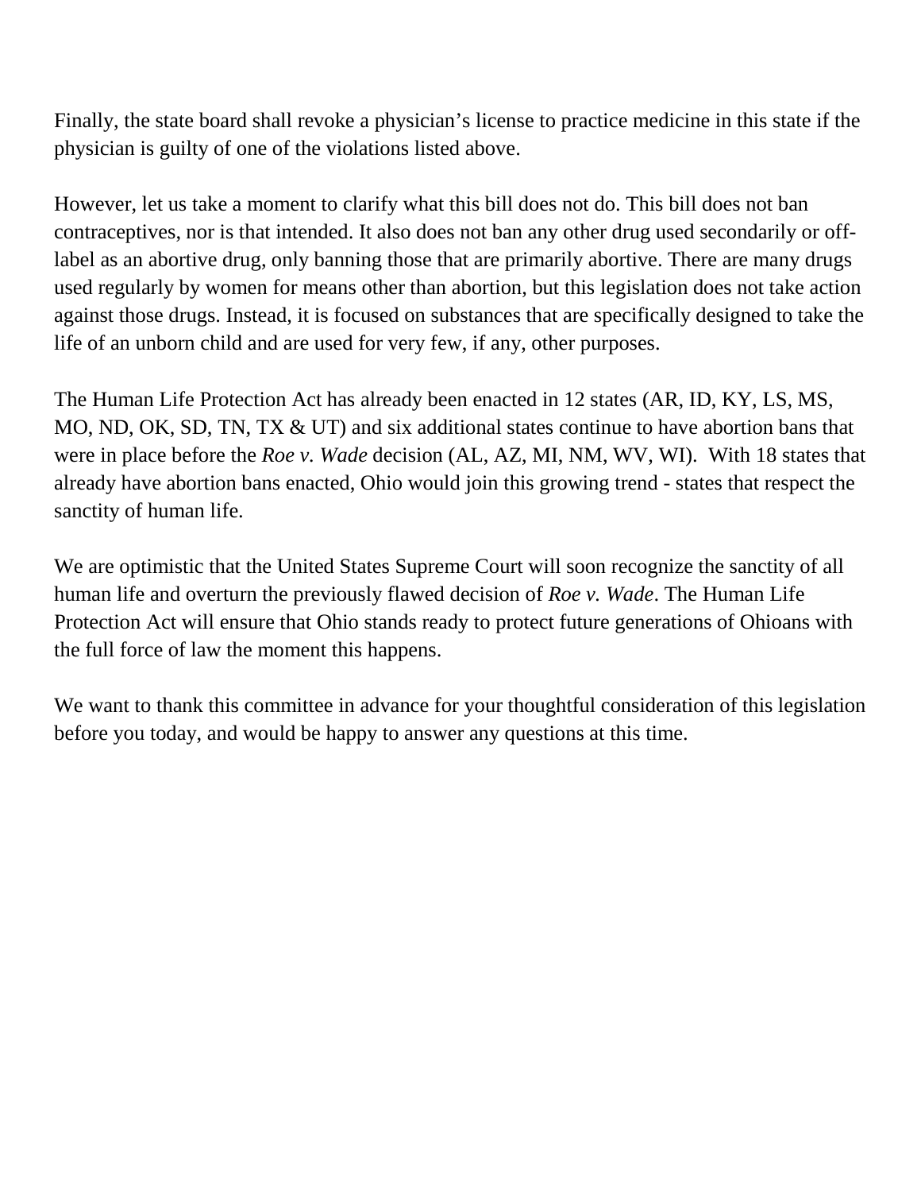Finally, the state board shall revoke a physician's license to practice medicine in this state if the physician is guilty of one of the violations listed above.

However, let us take a moment to clarify what this bill does not do. This bill does not ban contraceptives, nor is that intended. It also does not ban any other drug used secondarily or off-label as an abortive drug, only banning those that are primarily abortive. There are many drugs used regularly by women for means other than abortion, but this legislation does not take action against those drugs. Instead, it is focused on substances that are specifically designed to take the life of an unborn child and are used for very few, if any, other purposes.

The Human Life Protection Act has already been enacted in 12 states (AR, ID, KY, LS, MS, MO, ND, OK, SD, TN, TX & UT) and six additional states continue to have abortion bans that were in place before the *Roe v. Wade* decision (AL, AZ, MI, NM, WV, WI). With 18 states that already have abortion bans enacted, Ohio would join this growing trend - states that respect the sanctity of human life.

We are optimistic that the United States Supreme Court will soon recognize the sanctity of all human life and overturn the previously flawed decision of *Roe v. Wade*. The Human Life Protection Act will ensure that Ohio stands ready to protect future generations of Ohioans with the full force of law the moment this happens.

We want to thank this committee in advance for your thoughtful consideration of this legislation before you today, and would be happy to answer any questions at this time.